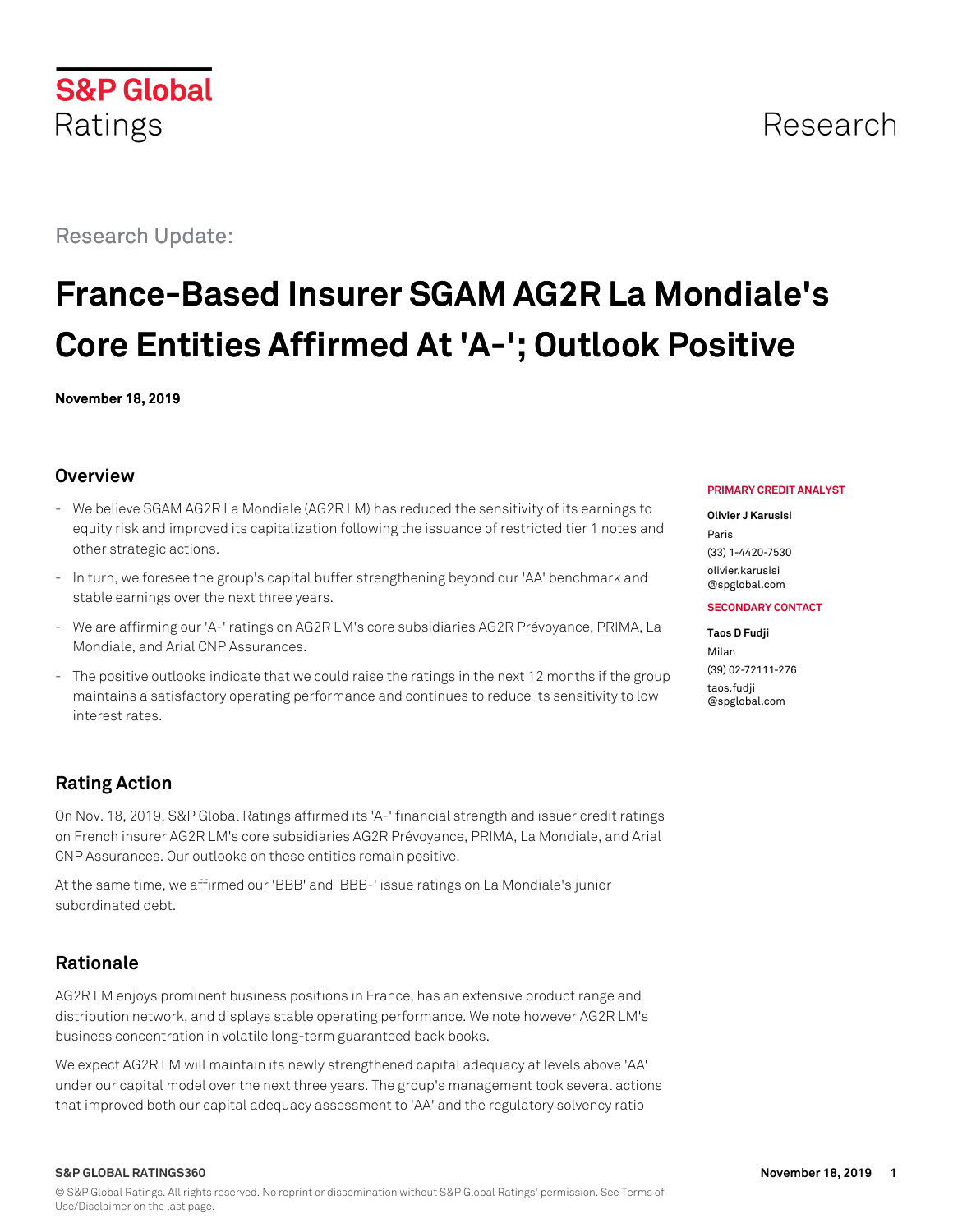S&P Global Ratings

Research

Research Update:

# France-Based Insurer SGAM AG2R La Mondiale's Core Entities Affirmed At 'A-'; Outlook Positive

**November 18, 2019**

## Overview

- We believe SGAM AG2R La Mondiale (AG2R LM) has reduced the sensitivity of its earnings to equity risk and improved its capitalization following the issuance of restricted tier 1 notes and other strategic actions.
- In turn, we foresee the group's capital buffer strengthening beyond our 'AA' benchmark and stable earnings over the next three years.
- We are affirming our 'A-' ratings on AG2R LM's core subsidiaries AG2R Prévoyance, PRIMA, La Mondiale, and Arial CNP Assurances.
- The positive outlooks indicate that we could raise the ratings in the next 12 months if the group maintains a satisfactory operating performance and continues to reduce its sensitivity to low interest rates.

**PRIMARY CREDIT ANALYST**

**Olivier J Karusisi**
Paris
(33) 1-4420-7530
olivier.karusisi@spglobal.com

**SECONDARY CONTACT**

**Taos D Fudji**
Milan
(39) 02-72111-276
taos.fudji@spglobal.com

## Rating Action

On Nov. 18, 2019, S&P Global Ratings affirmed its 'A-' financial strength and issuer credit ratings on French insurer AG2R LM's core subsidiaries AG2R Prévoyance, PRIMA, La Mondiale, and Arial CNP Assurances. Our outlooks on these entities remain positive.

At the same time, we affirmed our 'BBB' and 'BBB-' issue ratings on La Mondiale's junior subordinated debt.

## Rationale

AG2R LM enjoys prominent business positions in France, has an extensive product range and distribution network, and displays stable operating performance. We note however AG2R LM's business concentration in volatile long-term guaranteed back books.

We expect AG2R LM will maintain its newly strengthened capital adequacy at levels above 'AA' under our capital model over the next three years. The group's management took several actions that improved both our capital adequacy assessment to 'AA' and the regulatory solvency ratio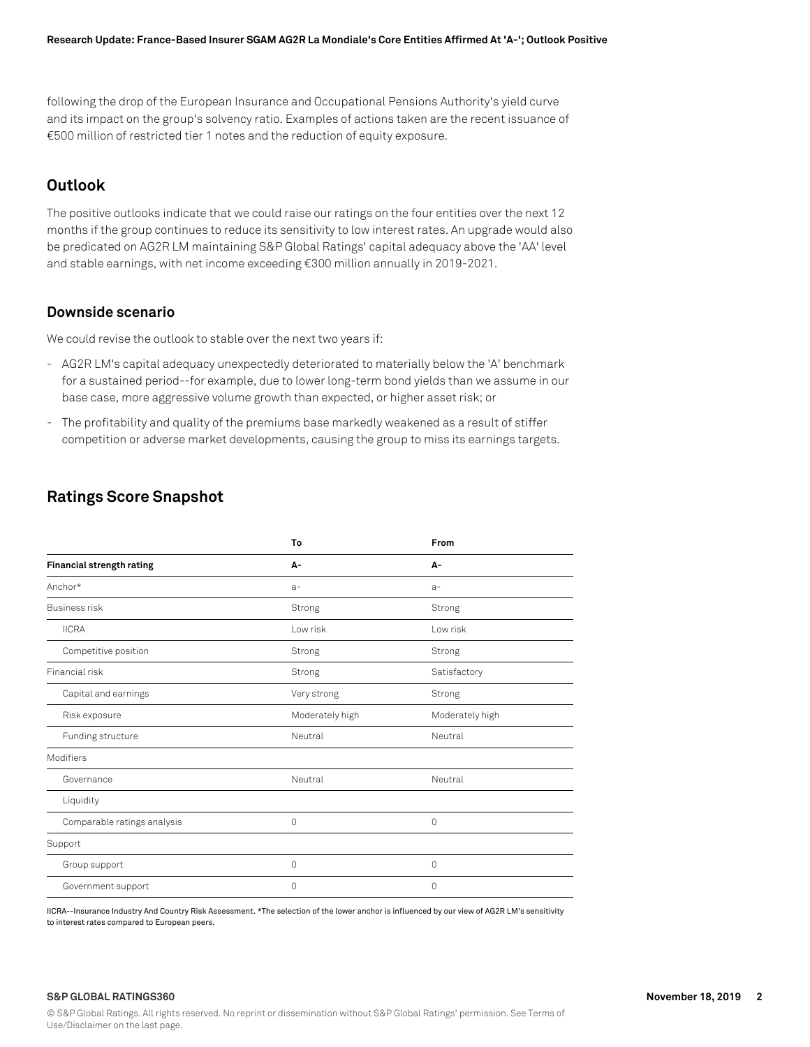following the drop of the European Insurance and Occupational Pensions Authority's yield curve and its impact on the group's solvency ratio. Examples of actions taken are the recent issuance of €500 million of restricted tier 1 notes and the reduction of equity exposure.

## Outlook

The positive outlooks indicate that we could raise our ratings on the four entities over the next 12 months if the group continues to reduce its sensitivity to low interest rates. An upgrade would also be predicated on AG2R LM maintaining S&P Global Ratings' capital adequacy above the 'AA' level and stable earnings, with net income exceeding €300 million annually in 2019-2021.

### Downside scenario

We could revise the outlook to stable over the next two years if:

- AG2R LM's capital adequacy unexpectedly deteriorated to materially below the 'A' benchmark for a sustained period--for example, due to lower long-term bond yields than we assume in our base case, more aggressive volume growth than expected, or higher asset risk; or
- The profitability and quality of the premiums base markedly weakened as a result of stiffer competition or adverse market developments, causing the group to miss its earnings targets.

## Ratings Score Snapshot

| | To | From |
|---|---|---|
| **Financial strength rating** | **A-** | **A-** |
| Anchor* | a- | a- |
| Business risk | Strong | Strong |
| IICRA | Low risk | Low risk |
| Competitive position | Strong | Strong |
| Financial risk | Strong | Satisfactory |
| Capital and earnings | Very strong | Strong |
| Risk exposure | Moderately high | Moderately high |
| Funding structure | Neutral | Neutral |
| Modifiers | | |
| Governance | Neutral | Neutral |
| Liquidity | | |
| Comparable ratings analysis | 0 | 0 |
| Support | | |
| Group support | 0 | 0 |
| Government support | 0 | 0 |

IICRA--Insurance Industry And Country Risk Assessment. *The selection of the lower anchor is influenced by our view of AG2R LM's sensitivity to interest rates compared to European peers.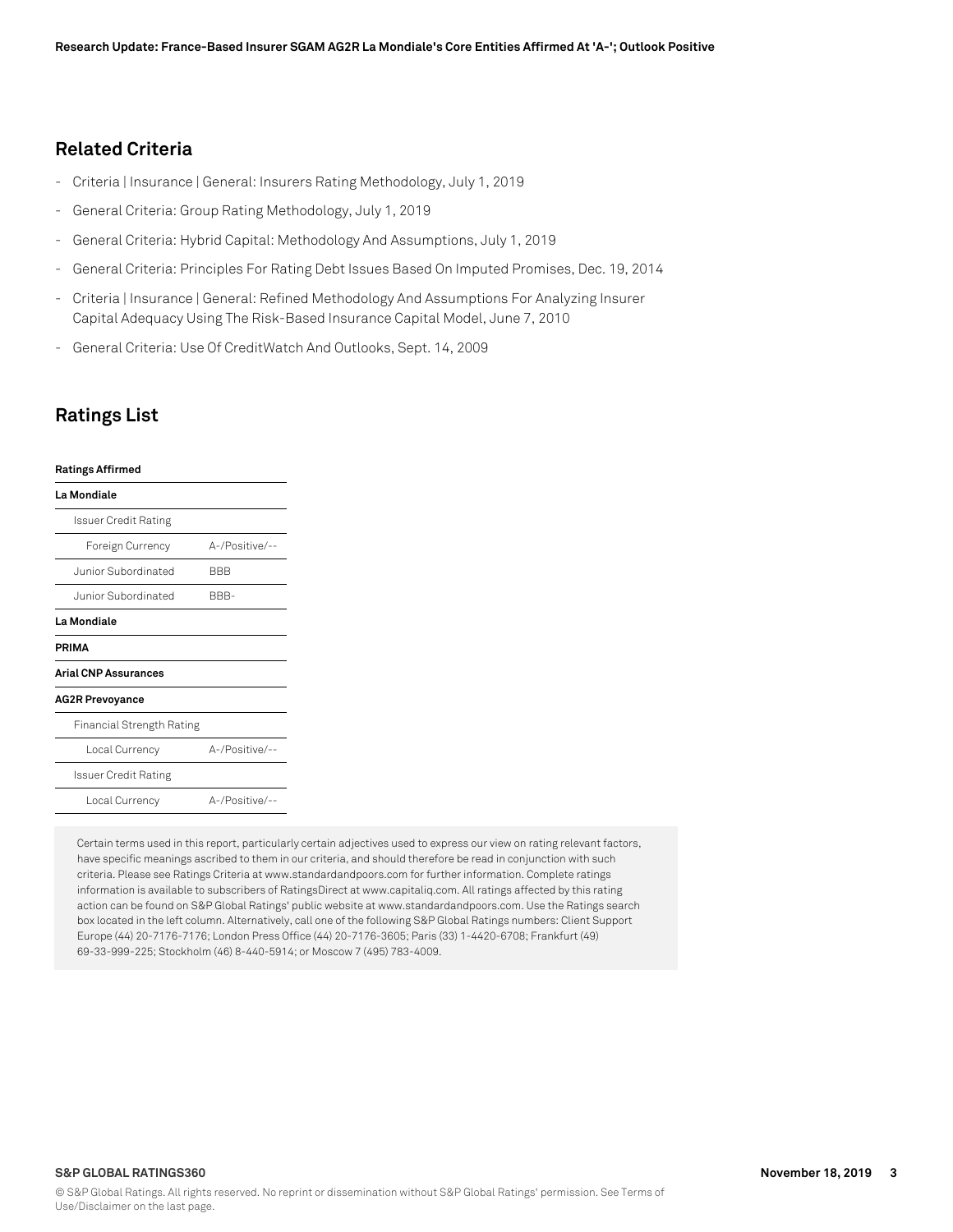## Related Criteria

- Criteria | Insurance | General: Insurers Rating Methodology, July 1, 2019
- General Criteria: Group Rating Methodology, July 1, 2019
- General Criteria: Hybrid Capital: Methodology And Assumptions, July 1, 2019
- General Criteria: Principles For Rating Debt Issues Based On Imputed Promises, Dec. 19, 2014
- Criteria | Insurance | General: Refined Methodology And Assumptions For Analyzing Insurer Capital Adequacy Using The Risk-Based Insurance Capital Model, June 7, 2010
- General Criteria: Use Of CreditWatch And Outlooks, Sept. 14, 2009

## Ratings List

| **Ratings Affirmed** | |
|---|---|
| **La Mondiale** | |
| Issuer Credit Rating | |
| Foreign Currency | A-/Positive/-- |
| Junior Subordinated | BBB |
| Junior Subordinated | BBB- |
| **La Mondiale** | |
| **PRIMA** | |
| **Arial CNP Assurances** | |
| **AG2R Prevoyance** | |
| Financial Strength Rating | |
| Local Currency | A-/Positive/-- |
| Issuer Credit Rating | |
| Local Currency | A-/Positive/-- |

Certain terms used in this report, particularly certain adjectives used to express our view on rating relevant factors, have specific meanings ascribed to them in our criteria, and should therefore be read in conjunction with such criteria. Please see Ratings Criteria at www.standardandpoors.com for further information. Complete ratings information is available to subscribers of RatingsDirect at www.capitaliq.com. All ratings affected by this rating action can be found on S&P Global Ratings' public website at www.standardandpoors.com. Use the Ratings search box located in the left column. Alternatively, call one of the following S&P Global Ratings numbers: Client Support Europe (44) 20-7176-7176; London Press Office (44) 20-7176-3605; Paris (33) 1-4420-6708; Frankfurt (49) 69-33-999-225; Stockholm (46) 8-440-5914; or Moscow 7 (495) 783-4009.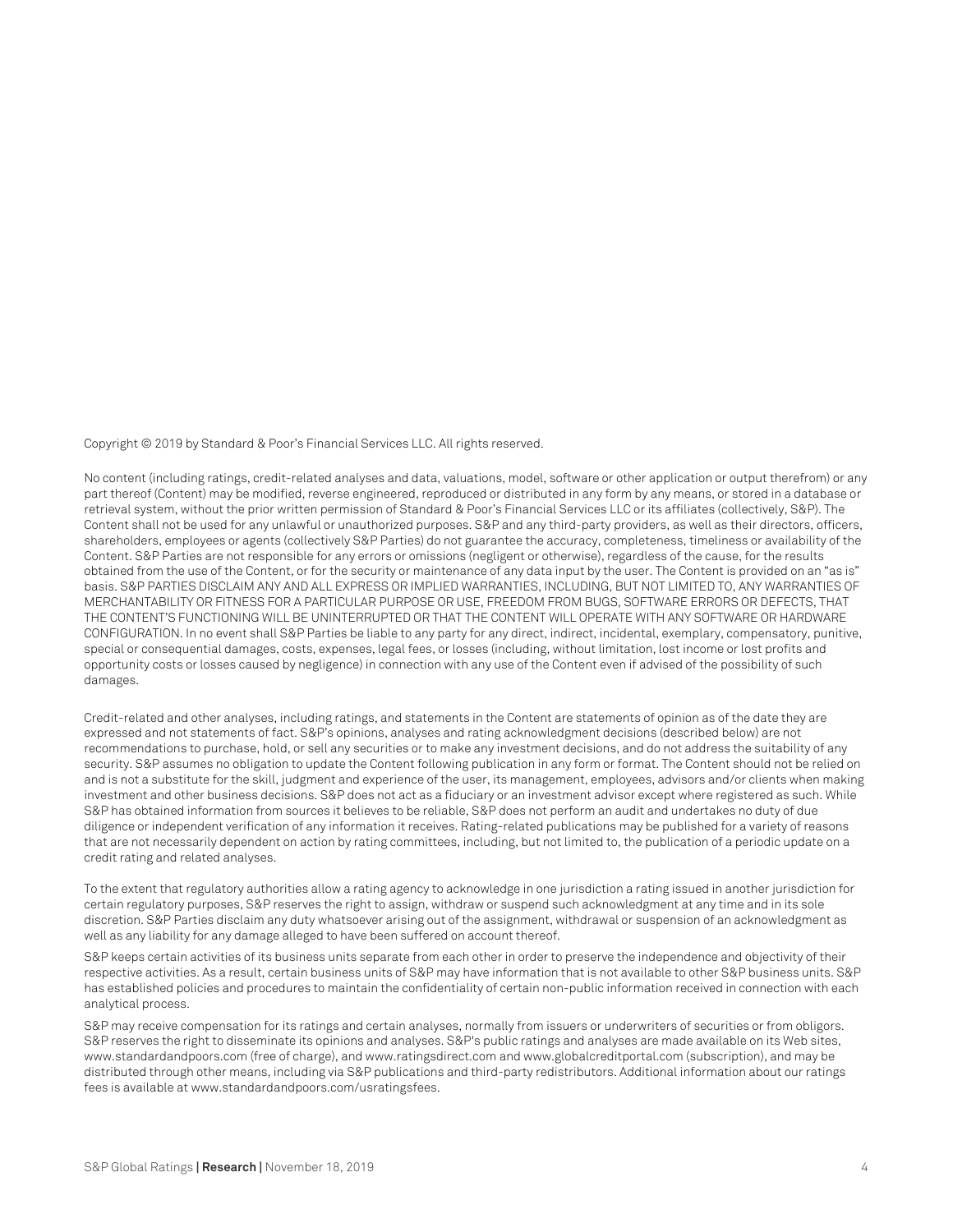Copyright © 2019 by Standard & Poor's Financial Services LLC. All rights reserved.

No content (including ratings, credit-related analyses and data, valuations, model, software or other application or output therefrom) or any part thereof (Content) may be modified, reverse engineered, reproduced or distributed in any form by any means, or stored in a database or retrieval system, without the prior written permission of Standard & Poor's Financial Services LLC or its affiliates (collectively, S&P). The Content shall not be used for any unlawful or unauthorized purposes. S&P and any third-party providers, as well as their directors, officers, shareholders, employees or agents (collectively S&P Parties) do not guarantee the accuracy, completeness, timeliness or availability of the Content. S&P Parties are not responsible for any errors or omissions (negligent or otherwise), regardless of the cause, for the results obtained from the use of the Content, or for the security or maintenance of any data input by the user. The Content is provided on an "as is" basis. S&P PARTIES DISCLAIM ANY AND ALL EXPRESS OR IMPLIED WARRANTIES, INCLUDING, BUT NOT LIMITED TO, ANY WARRANTIES OF MERCHANTABILITY OR FITNESS FOR A PARTICULAR PURPOSE OR USE, FREEDOM FROM BUGS, SOFTWARE ERRORS OR DEFECTS, THAT THE CONTENT'S FUNCTIONING WILL BE UNINTERRUPTED OR THAT THE CONTENT WILL OPERATE WITH ANY SOFTWARE OR HARDWARE CONFIGURATION. In no event shall S&P Parties be liable to any party for any direct, indirect, incidental, exemplary, compensatory, punitive, special or consequential damages, costs, expenses, legal fees, or losses (including, without limitation, lost income or lost profits and opportunity costs or losses caused by negligence) in connection with any use of the Content even if advised of the possibility of such damages.

Credit-related and other analyses, including ratings, and statements in the Content are statements of opinion as of the date they are expressed and not statements of fact. S&P's opinions, analyses and rating acknowledgment decisions (described below) are not recommendations to purchase, hold, or sell any securities or to make any investment decisions, and do not address the suitability of any security. S&P assumes no obligation to update the Content following publication in any form or format. The Content should not be relied on and is not a substitute for the skill, judgment and experience of the user, its management, employees, advisors and/or clients when making investment and other business decisions. S&P does not act as a fiduciary or an investment advisor except where registered as such. While S&P has obtained information from sources it believes to be reliable, S&P does not perform an audit and undertakes no duty of due diligence or independent verification of any information it receives. Rating-related publications may be published for a variety of reasons that are not necessarily dependent on action by rating committees, including, but not limited to, the publication of a periodic update on a credit rating and related analyses.

To the extent that regulatory authorities allow a rating agency to acknowledge in one jurisdiction a rating issued in another jurisdiction for certain regulatory purposes, S&P reserves the right to assign, withdraw or suspend such acknowledgment at any time and in its sole discretion. S&P Parties disclaim any duty whatsoever arising out of the assignment, withdrawal or suspension of an acknowledgment as well as any liability for any damage alleged to have been suffered on account thereof.

S&P keeps certain activities of its business units separate from each other in order to preserve the independence and objectivity of their respective activities. As a result, certain business units of S&P may have information that is not available to other S&P business units. S&P has established policies and procedures to maintain the confidentiality of certain non-public information received in connection with each analytical process.

S&P may receive compensation for its ratings and certain analyses, normally from issuers or underwriters of securities or from obligors. S&P reserves the right to disseminate its opinions and analyses. S&P's public ratings and analyses are made available on its Web sites, www.standardandpoors.com (free of charge), and www.ratingsdirect.com and www.globalcreditportal.com (subscription), and may be distributed through other means, including via S&P publications and third-party redistributors. Additional information about our ratings fees is available at www.standardandpoors.com/usratingsfees.